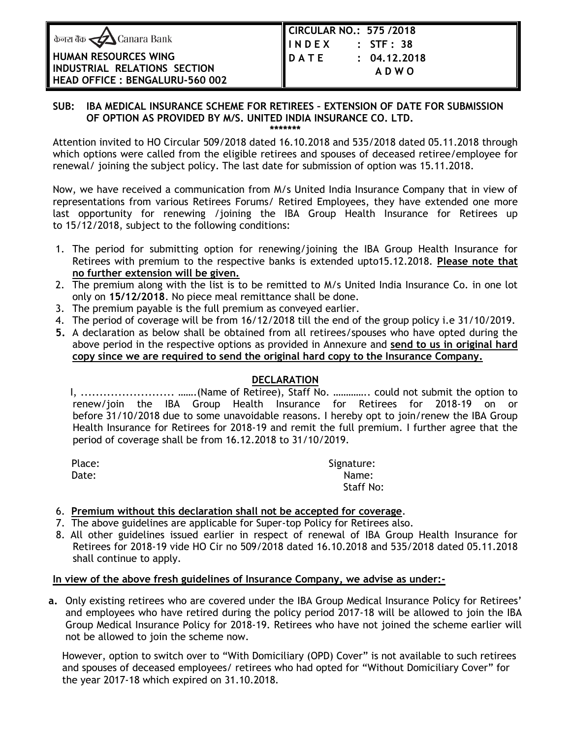केनरा बैंक Canara Bank

**HUMAN RESOURCES WING**
**INDUSTRIAL RELATIONS SECTION**
**HEAD OFFICE : BENGALURU-560 002**

**CIRCULAR NO.: 575 /2018**
**I N D E X : STF : 38**
**D A T E : 04.12.2018**
**A D W O**

**SUB: IBA MEDICAL INSURANCE SCHEME FOR RETIREES – EXTENSION OF DATE FOR SUBMISSION OF OPTION AS PROVIDED BY M/S. UNITED INDIA INSURANCE CO. LTD.**

\*\*\*\*\*\*\*

Attention invited to HO Circular 509/2018 dated 16.10.2018 and 535/2018 dated 05.11.2018 through which options were called from the eligible retirees and spouses of deceased retiree/employee for renewal/ joining the subject policy. The last date for submission of option was 15.11.2018.

Now, we have received a communication from M/s United India Insurance Company that in view of representations from various Retirees Forums/ Retired Employees, they have extended one more last opportunity for renewing /joining the IBA Group Health Insurance for Retirees up to 15/12/2018, subject to the following conditions:

1. The period for submitting option for renewing/joining the IBA Group Health Insurance for Retirees with premium to the respective banks is extended upto15.12.2018. **<u>Please note that no further extension will be given.</u>**
2. The premium along with the list is to be remitted to M/s United India Insurance Co. in one lot only on **15/12/2018**. No piece meal remittance shall be done.
3. The premium payable is the full premium as conveyed earlier.
4. The period of coverage will be from 16/12/2018 till the end of the group policy i.e 31/10/2019.
5. A declaration as below shall be obtained from all retirees/spouses who have opted during the above period in the respective options as provided in Annexure and **<u>send to us in original hard copy since we are required to send the original hard copy to the Insurance Company.</u>**

**<u>DECLARATION</u>**

I, ......................... …….(Name of Retiree), Staff No. …………. could not submit the option to renew/join the IBA Group Health Insurance for Retirees for 2018-19 on or before 31/10/2018 due to some unavoidable reasons. I hereby opt to join/renew the IBA Group Health Insurance for Retirees for 2018-19 and remit the full premium. I further agree that the period of coverage shall be from 16.12.2018 to 31/10/2019.

Place: Signature:
Date: Name:
Staff No:

6. **<u>Premium without this declaration shall not be accepted for coverage</u>**.
7. The above guidelines are applicable for Super-top Policy for Retirees also.
8. All other guidelines issued earlier in respect of renewal of IBA Group Health Insurance for Retirees for 2018-19 vide HO Cir no 509/2018 dated 16.10.2018 and 535/2018 dated 05.11.2018 shall continue to apply.

**<u>In view of the above fresh guidelines of Insurance Company, we advise as under:-</u>**

**a.** Only existing retirees who are covered under the IBA Group Medical Insurance Policy for Retirees' and employees who have retired during the policy period 2017-18 will be allowed to join the IBA Group Medical Insurance Policy for 2018-19. Retirees who have not joined the scheme earlier will not be allowed to join the scheme now.

However, option to switch over to "With Domiciliary (OPD) Cover" is not available to such retirees and spouses of deceased employees/ retirees who had opted for "Without Domiciliary Cover" for the year 2017-18 which expired on 31.10.2018.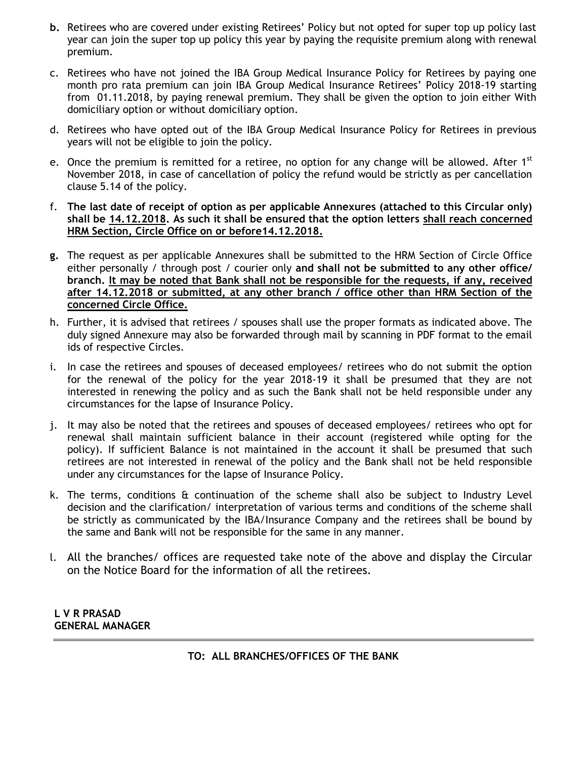**b.** Retirees who are covered under existing Retirees' Policy but not opted for super top up policy last year can join the super top up policy this year by paying the requisite premium along with renewal premium.

c. Retirees who have not joined the IBA Group Medical Insurance Policy for Retirees by paying one month pro rata premium can join IBA Group Medical Insurance Retirees' Policy 2018-19 starting from 01.11.2018, by paying renewal premium. They shall be given the option to join either With domiciliary option or without domiciliary option.

d. Retirees who have opted out of the IBA Group Medical Insurance Policy for Retirees in previous years will not be eligible to join the policy.

e. Once the premium is remitted for a retiree, no option for any change will be allowed. After 1st November 2018, in case of cancellation of policy the refund would be strictly as per cancellation clause 5.14 of the policy.

f. **The last date of receipt of option as per applicable Annexures (attached to this Circular only) shall be <u>14.12.2018</u>. As such it shall be ensured that the option letters <u>shall reach concerned HRM Section, Circle Office on or before14.12.2018.</u>**

**g.** The request as per applicable Annexures shall be submitted to the HRM Section of Circle Office either personally / through post / courier only **and shall not be submitted to any other office/ branch. <u>It may be noted that Bank shall not be responsible for the requests, if any, received after 14.12.2018 or submitted, at any other branch / office other than HRM Section of the concerned Circle Office.</u>**

h. Further, it is advised that retirees / spouses shall use the proper formats as indicated above. The duly signed Annexure may also be forwarded through mail by scanning in PDF format to the email ids of respective Circles.

i. In case the retirees and spouses of deceased employees/ retirees who do not submit the option for the renewal of the policy for the year 2018-19 it shall be presumed that they are not interested in renewing the policy and as such the Bank shall not be held responsible under any circumstances for the lapse of Insurance Policy.

j. It may also be noted that the retirees and spouses of deceased employees/ retirees who opt for renewal shall maintain sufficient balance in their account (registered while opting for the policy). If sufficient Balance is not maintained in the account it shall be presumed that such retirees are not interested in renewal of the policy and the Bank shall not be held responsible under any circumstances for the lapse of Insurance Policy.

k. The terms, conditions & continuation of the scheme shall also be subject to Industry Level decision and the clarification/ interpretation of various terms and conditions of the scheme shall be strictly as communicated by the IBA/Insurance Company and the retirees shall be bound by the same and Bank will not be responsible for the same in any manner.

l. All the branches/ offices are requested take note of the above and display the Circular on the Notice Board for the information of all the retirees.

**L V R PRASAD**
**GENERAL MANAGER**

---

**TO: ALL BRANCHES/OFFICES OF THE BANK**